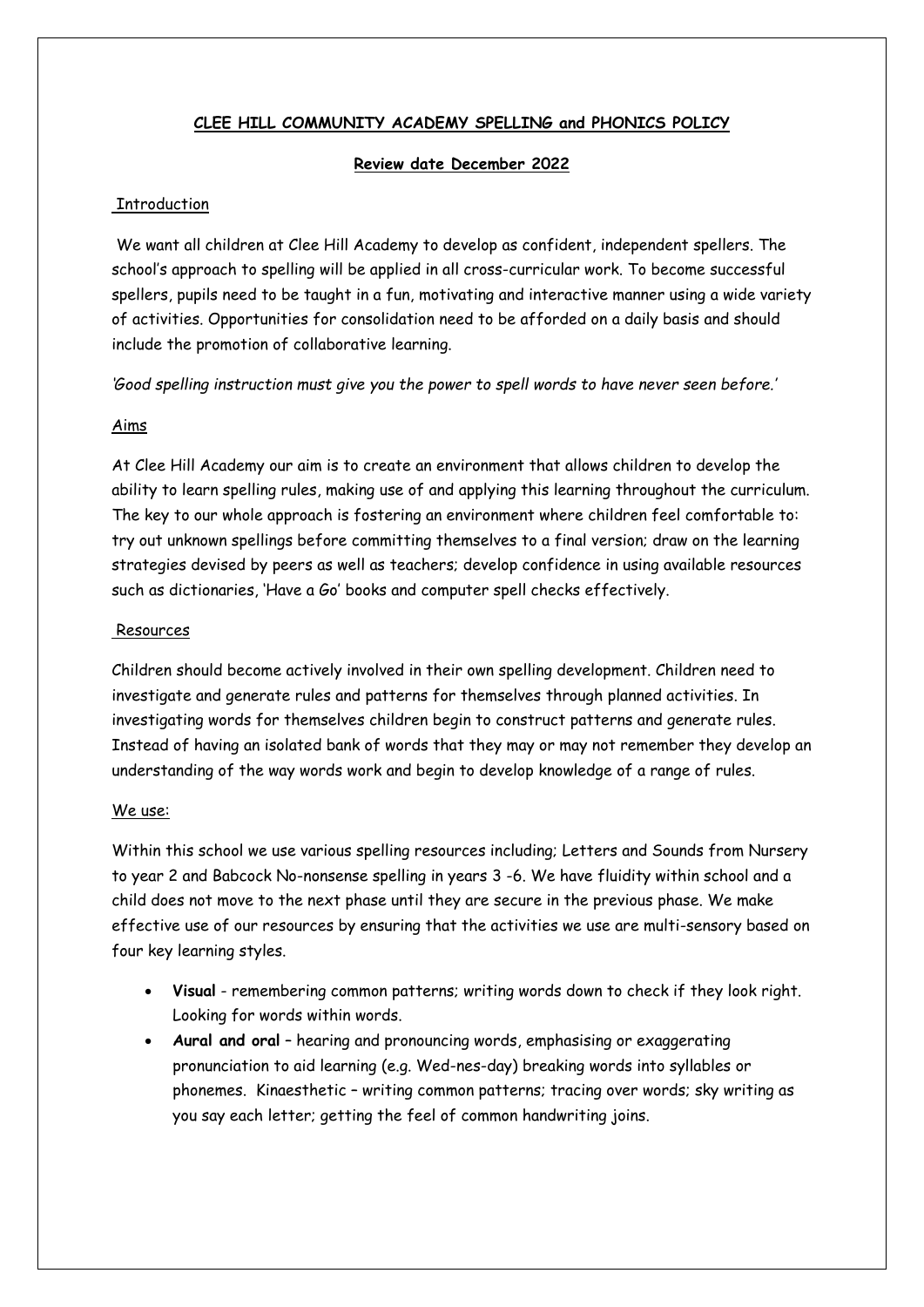**CLEE HILL COMMUNITY ACADEMY SPELLING and PHONICS POLICY**

**Review date December 2022**

Introduction

We want all children at Clee Hill Academy to develop as confident, independent spellers. The school's approach to spelling will be applied in all cross-curricular work. To become successful spellers, pupils need to be taught in a fun, motivating and interactive manner using a wide variety of activities. Opportunities for consolidation need to be afforded on a daily basis and should include the promotion of collaborative learning.

*'Good spelling instruction must give you the power to spell words to have never seen before.'*

Aims

At Clee Hill Academy our aim is to create an environment that allows children to develop the ability to learn spelling rules, making use of and applying this learning throughout the curriculum. The key to our whole approach is fostering an environment where children feel comfortable to: try out unknown spellings before committing themselves to a final version; draw on the learning strategies devised by peers as well as teachers; develop confidence in using available resources such as dictionaries, 'Have a Go' books and computer spell checks effectively.

Resources

Children should become actively involved in their own spelling development. Children need to investigate and generate rules and patterns for themselves through planned activities. In investigating words for themselves children begin to construct patterns and generate rules. Instead of having an isolated bank of words that they may or may not remember they develop an understanding of the way words work and begin to develop knowledge of a range of rules.

We use:

Within this school we use various spelling resources including; Letters and Sounds from Nursery to year 2 and Babcock No-nonsense spelling in years 3 -6. We have fluidity within school and a child does not move to the next phase until they are secure in the previous phase. We make effective use of our resources by ensuring that the activities we use are multi-sensory based on four key learning styles.

- **Visual** - remembering common patterns; writing words down to check if they look right. Looking for words within words.
- **Aural and oral** – hearing and pronouncing words, emphasising or exaggerating pronunciation to aid learning (e.g. Wed-nes-day) breaking words into syllables or phonemes. Kinaesthetic – writing common patterns; tracing over words; sky writing as you say each letter; getting the feel of common handwriting joins.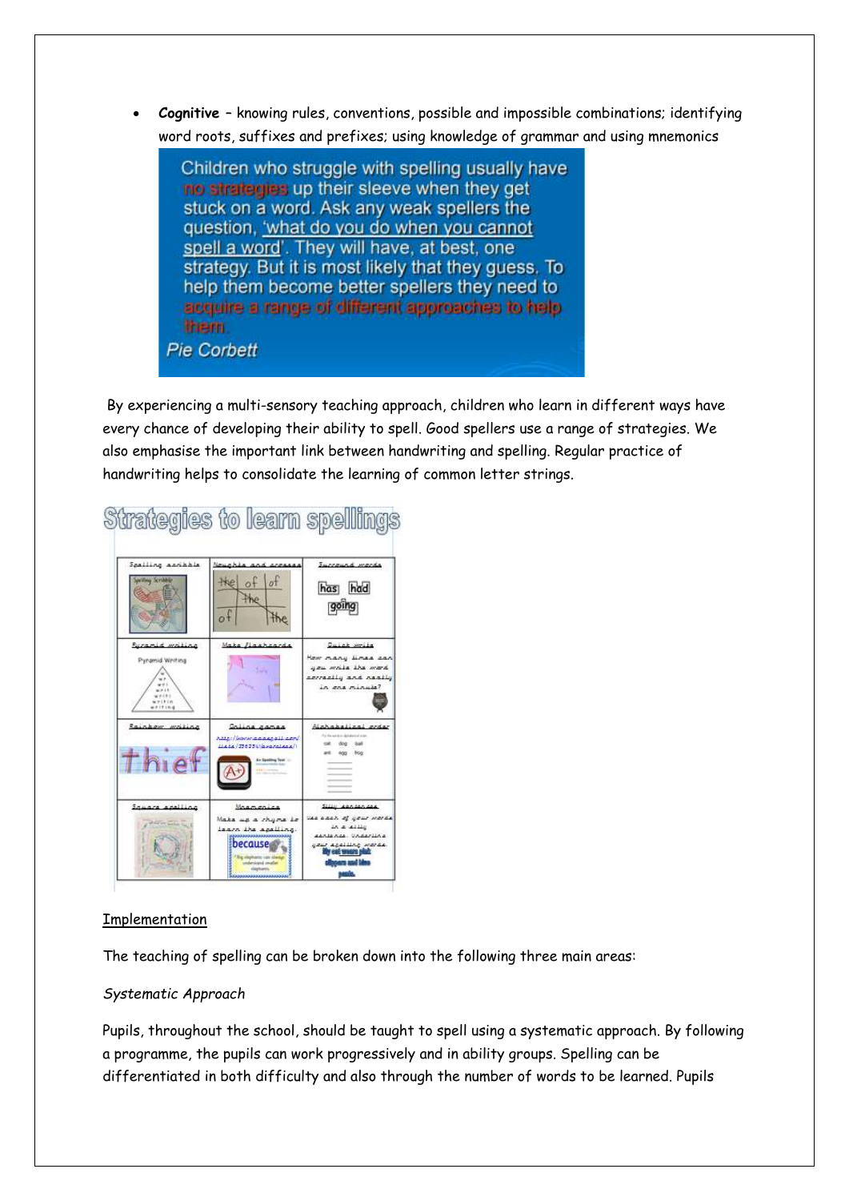- **Cognitive** – knowing rules, conventions, possible and impossible combinations; identifying word roots, suffixes and prefixes; using knowledge of grammar and using mnemonics

Children who struggle with spelling usually have no strategies up their sleeve when they get stuck on a word. Ask any weak spellers the question, 'what do you do when you cannot spell a word'. They will have, at best, one strategy. But it is most likely that they guess. To help them become better spellers they need to acquire a range of different approaches to help them.

*Pie Corbett*

By experiencing a multi-sensory teaching approach, children who learn in different ways have every chance of developing their ability to spell. Good spellers use a range of strategies. We also emphasise the important link between handwriting and spelling. Regular practice of handwriting helps to consolidate the learning of common letter strings.

## Strategies to learn spellings

| Spelling scribble | Noughts and crosses | Surround words |
|---|---|---|
| Pyramid writing | Make flashcards | Quick write: How many times can you write the word correctly and neatly in one minute? |
| Rainbow writing | Online games | Alphabetical order |
| Square spelling | Mnemonics: Make up a rhyme to learn the spelling. | Silly sentences: Use each of your words in a silly sentence. Underline your spelling words. |

## Implementation

The teaching of spelling can be broken down into the following three main areas:

*Systematic Approach*

Pupils, throughout the school, should be taught to spell using a systematic approach. By following a programme, the pupils can work progressively and in ability groups. Spelling can be differentiated in both difficulty and also through the number of words to be learned. Pupils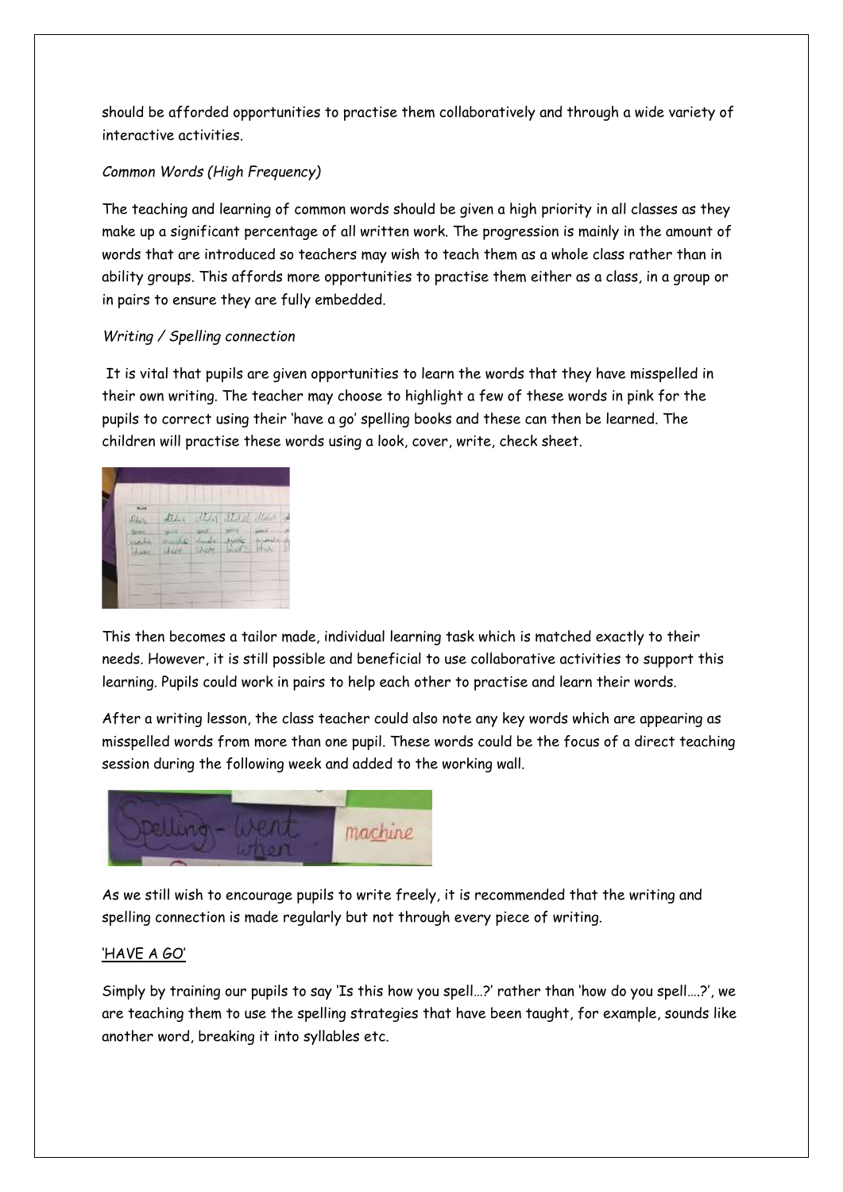should be afforded opportunities to practise them collaboratively and through a wide variety of interactive activities.

*Common Words (High Frequency)*

The teaching and learning of common words should be given a high priority in all classes as they make up a significant percentage of all written work. The progression is mainly in the amount of words that are introduced so teachers may wish to teach them as a whole class rather than in ability groups. This affords more opportunities to practise them either as a class, in a group or in pairs to ensure they are fully embedded.

*Writing / Spelling connection*

It is vital that pupils are given opportunities to learn the words that they have misspelled in their own writing. The teacher may choose to highlight a few of these words in pink for the pupils to correct using their 'have a go' spelling books and these can then be learned. The children will practise these words using a look, cover, write, check sheet.

This then becomes a tailor made, individual learning task which is matched exactly to their needs. However, it is still possible and beneficial to use collaborative activities to support this learning. Pupils could work in pairs to help each other to practise and learn their words.

After a writing lesson, the class teacher could also note any key words which are appearing as misspelled words from more than one pupil. These words could be the focus of a direct teaching session during the following week and added to the working wall.

As we still wish to encourage pupils to write freely, it is recommended that the writing and spelling connection is made regularly but not through every piece of writing.

<u>'HAVE A GO'</u>

Simply by training our pupils to say 'Is this how you spell…?' rather than 'how do you spell….?', we are teaching them to use the spelling strategies that have been taught, for example, sounds like another word, breaking it into syllables etc.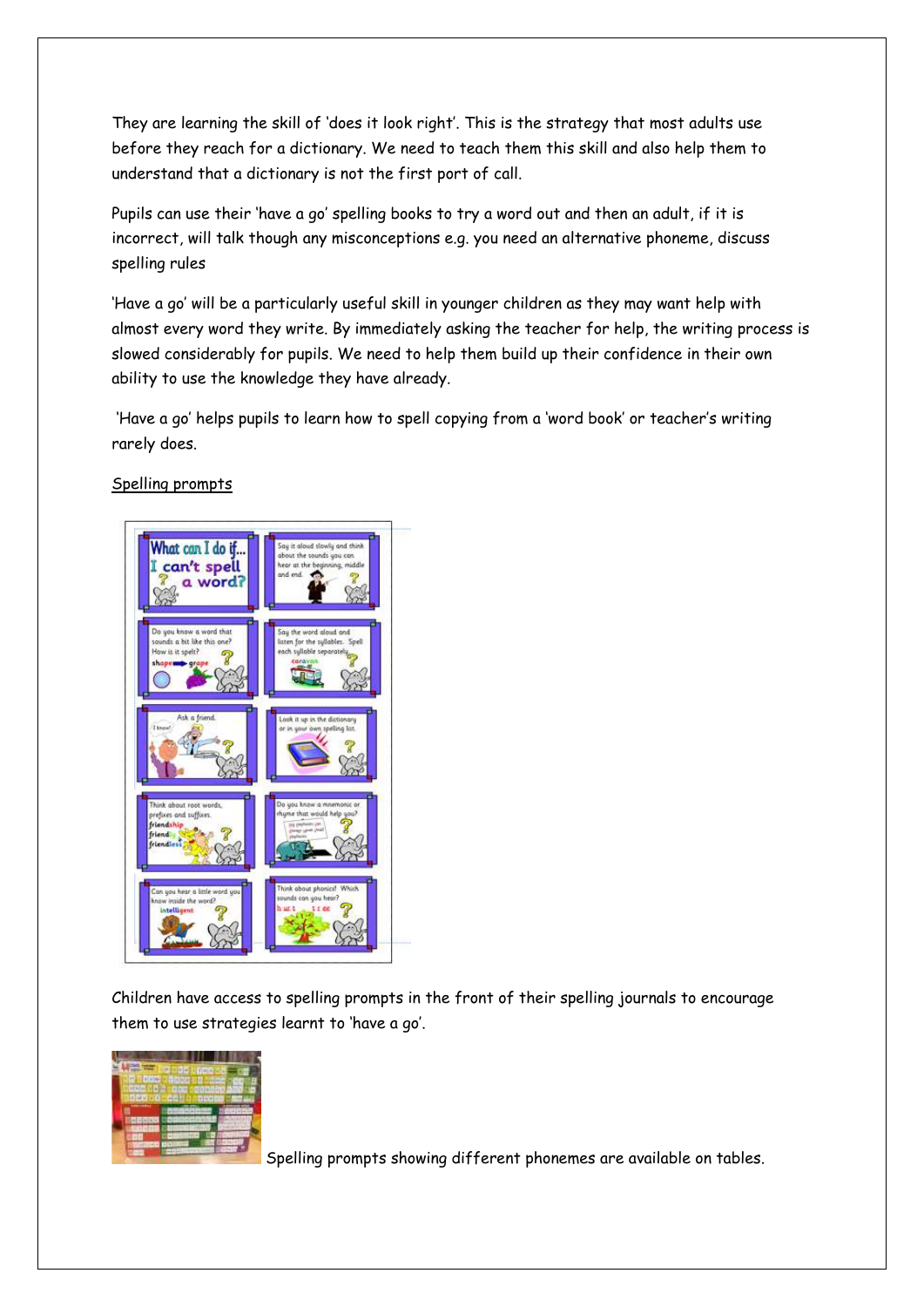They are learning the skill of 'does it look right'. This is the strategy that most adults use before they reach for a dictionary. We need to teach them this skill and also help them to understand that a dictionary is not the first port of call.

Pupils can use their 'have a go' spelling books to try a word out and then an adult, if it is incorrect, will talk though any misconceptions e.g. you need an alternative phoneme, discuss spelling rules

'Have a go' will be a particularly useful skill in younger children as they may want help with almost every word they write. By immediately asking the teacher for help, the writing process is slowed considerably for pupils. We need to help them build up their confidence in their own ability to use the knowledge they have already.

'Have a go' helps pupils to learn how to spell copying from a 'word book' or teacher's writing rarely does.

<u>Spelling prompts</u>

Children have access to spelling prompts in the front of their spelling journals to encourage them to use strategies learnt to 'have a go'.

Spelling prompts showing different phonemes are available on tables.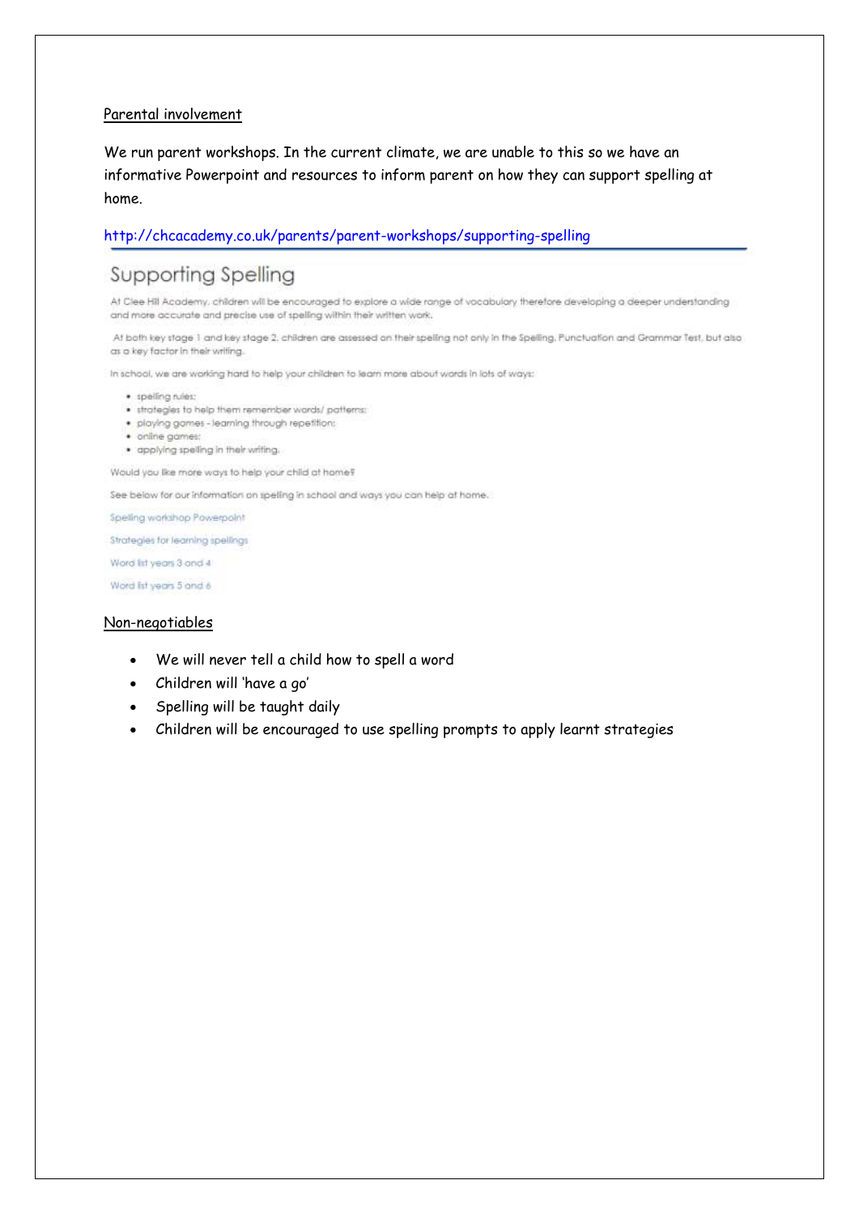Parental involvement

We run parent workshops. In the current climate, we are unable to this so we have an informative Powerpoint and resources to inform parent on how they can support spelling at home.

http://chcacademy.co.uk/parents/parent-workshops/supporting-spelling

## Supporting Spelling

At Clee Hill Academy, children will be encouraged to explore a wide range of vocabulary therefore developing a deeper understanding and more accurate and precise use of spelling within their written work.

At both key stage 1 and key stage 2, children are assessed on their spelling not only in the Spelling, Punctuation and Grammar Test, but also as a key factor in their writing.

In school, we are working hard to help your children to learn more about words in lots of ways:

- spelling rules;
- strategies to help them remember words/ patterns;
- playing games - learning through repetition;
- online games;
- applying spelling in their writing.

Would you like more ways to help your child at home?

See below for our information on spelling in school and ways you can help at home.

Spelling workshop Powerpoint

Strategies for learning spellings

Word list years 3 and 4

Word list years 5 and 6

Non-negotiables

- We will never tell a child how to spell a word
- Children will 'have a go'
- Spelling will be taught daily
- Children will be encouraged to use spelling prompts to apply learnt strategies